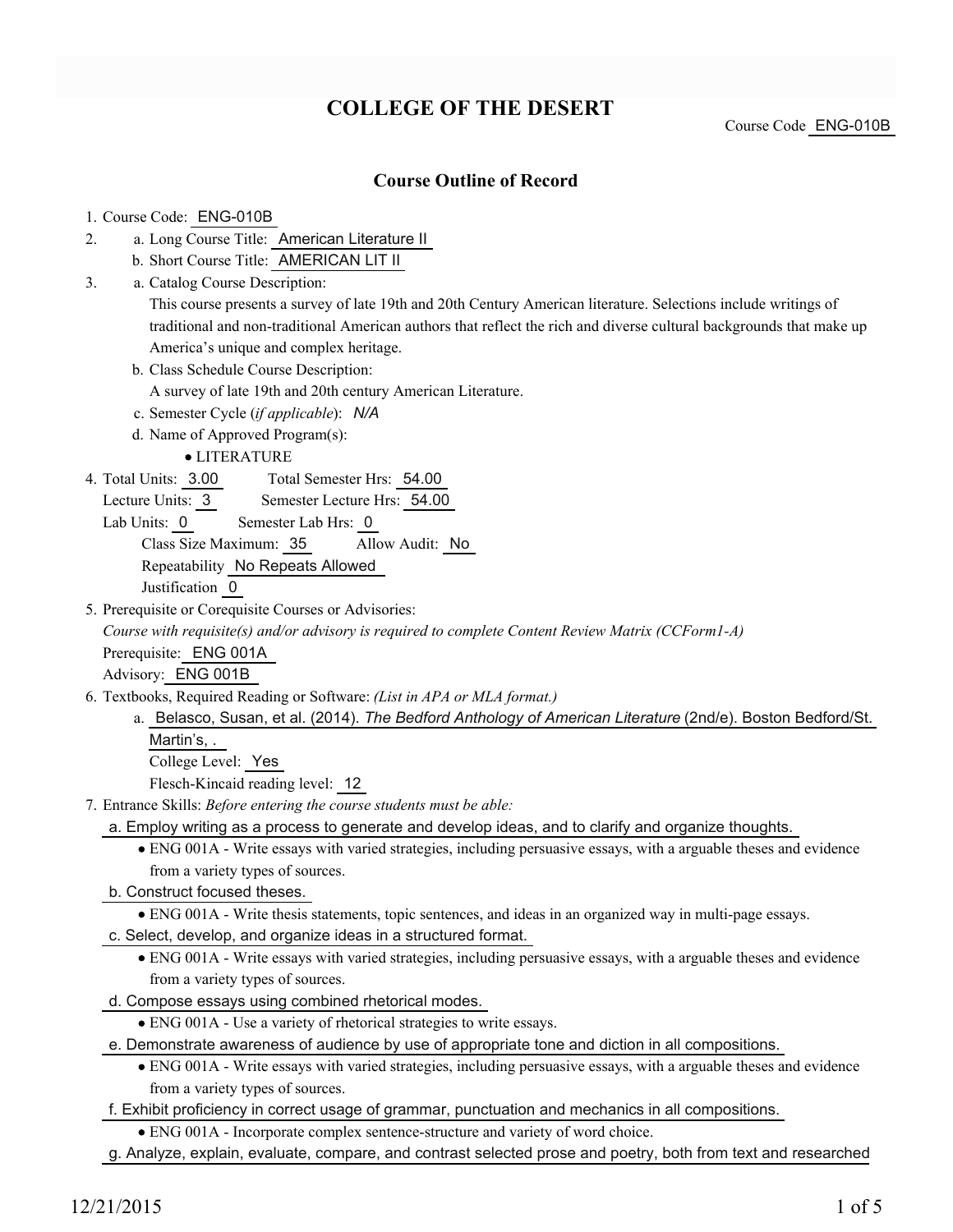# COLLEGE OF THE DESERT

Course Code ENG-010B

## Course Outline of Record

1. Course Code: ENG-010B
2. a. Long Course Title: American Literature II
   b. Short Course Title: AMERICAN LIT II
3. a. Catalog Course Description:
   This course presents a survey of late 19th and 20th Century American literature. Selections include writings of traditional and non-traditional American authors that reflect the rich and diverse cultural backgrounds that make up America's unique and complex heritage.
   b. Class Schedule Course Description:
   A survey of late 19th and 20th century American Literature.
   c. Semester Cycle (*if applicable*): *N/A*
   d. Name of Approved Program(s):
   - LITERATURE
4. Total Units: 3.00 Total Semester Hrs: 54.00
   Lecture Units: 3 Semester Lecture Hrs: 54.00
   Lab Units: 0 Semester Lab Hrs: 0
   Class Size Maximum: 35 Allow Audit: No
   Repeatability No Repeats Allowed
   Justification 0
5. Prerequisite or Corequisite Courses or Advisories:
   *Course with requisite(s) and/or advisory is required to complete Content Review Matrix (CCForm1-A)*
   Prerequisite: ENG 001A
   Advisory: ENG 001B
6. Textbooks, Required Reading or Software: *(List in APA or MLA format.)*
   a. Belasco, Susan, et al. (2014). *The Bedford Anthology of American Literature* (2nd/e). Boston Bedford/St. Martin's, .
   College Level: Yes
   Flesch-Kincaid reading level: 12
7. Entrance Skills: *Before entering the course students must be able:*
   a. Employ writing as a process to generate and develop ideas, and to clarify and organize thoughts.
   - ENG 001A - Write essays with varied strategies, including persuasive essays, with a arguable theses and evidence from a variety types of sources.

   b. Construct focused theses.
   - ENG 001A - Write thesis statements, topic sentences, and ideas in an organized way in multi-page essays.

   c. Select, develop, and organize ideas in a structured format.
   - ENG 001A - Write essays with varied strategies, including persuasive essays, with a arguable theses and evidence from a variety types of sources.

   d. Compose essays using combined rhetorical modes.
   - ENG 001A - Use a variety of rhetorical strategies to write essays.

   e. Demonstrate awareness of audience by use of appropriate tone and diction in all compositions.
   - ENG 001A - Write essays with varied strategies, including persuasive essays, with a arguable theses and evidence from a variety types of sources.

   f. Exhibit proficiency in correct usage of grammar, punctuation and mechanics in all compositions.
   - ENG 001A - Incorporate complex sentence-structure and variety of word choice.

   g. Analyze, explain, evaluate, compare, and contrast selected prose and poetry, both from text and researched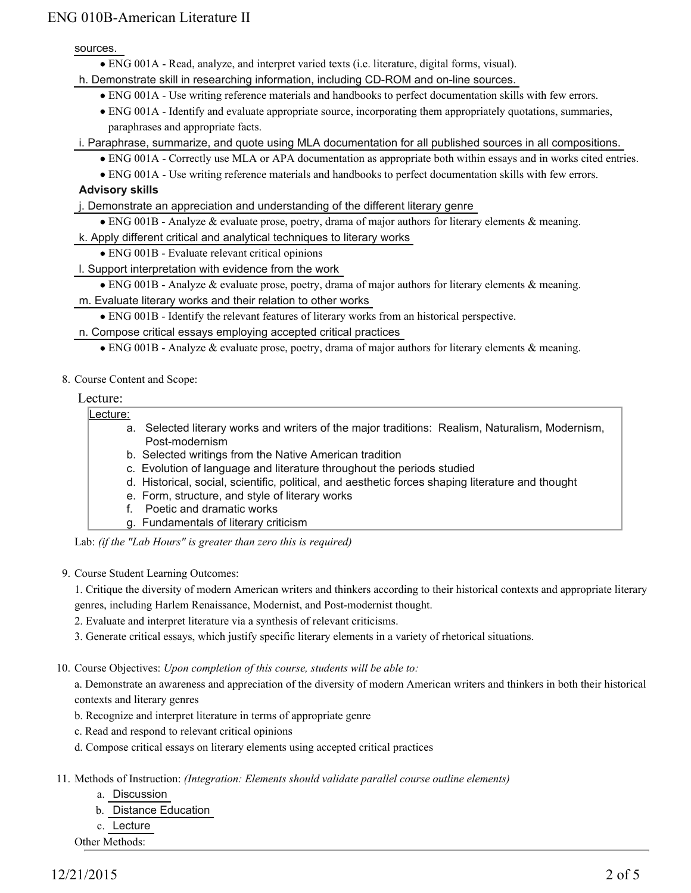sources.

- ENG 001A - Read, analyze, and interpret varied texts (i.e. literature, digital forms, visual).

h. Demonstrate skill in researching information, including CD-ROM and on-line sources.

- ENG 001A - Use writing reference materials and handbooks to perfect documentation skills with few errors.
- ENG 001A - Identify and evaluate appropriate source, incorporating them appropriately quotations, summaries, paraphrases and appropriate facts.

i. Paraphrase, summarize, and quote using MLA documentation for all published sources in all compositions.

- ENG 001A - Correctly use MLA or APA documentation as appropriate both within essays and in works cited entries.
- ENG 001A - Use writing reference materials and handbooks to perfect documentation skills with few errors.

**Advisory skills**

j. Demonstrate an appreciation and understanding of the different literary genre

- ENG 001B - Analyze & evaluate prose, poetry, drama of major authors for literary elements & meaning.

k. Apply different critical and analytical techniques to literary works

- ENG 001B - Evaluate relevant critical opinions

l. Support interpretation with evidence from the work

- ENG 001B - Analyze & evaluate prose, poetry, drama of major authors for literary elements & meaning.

m. Evaluate literary works and their relation to other works

- ENG 001B - Identify the relevant features of literary works from an historical perspective.

n. Compose critical essays employing accepted critical practices

- ENG 001B - Analyze & evaluate prose, poetry, drama of major authors for literary elements & meaning.

8. Course Content and Scope:

Lecture:

Lecture:

a. Selected literary works and writers of the major traditions: Realism, Naturalism, Modernism, Post-modernism
b. Selected writings from the Native American tradition
c. Evolution of language and literature throughout the periods studied
d. Historical, social, scientific, political, and aesthetic forces shaping literature and thought
e. Form, structure, and style of literary works
f. Poetic and dramatic works
g. Fundamentals of literary criticism

Lab: *(if the "Lab Hours" is greater than zero this is required)*

9. Course Student Learning Outcomes:

1. Critique the diversity of modern American writers and thinkers according to their historical contexts and appropriate literary genres, including Harlem Renaissance, Modernist, and Post-modernist thought.
2. Evaluate and interpret literature via a synthesis of relevant criticisms.
3. Generate critical essays, which justify specific literary elements in a variety of rhetorical situations.

10. Course Objectives: *Upon completion of this course, students will be able to:*

a. Demonstrate an awareness and appreciation of the diversity of modern American writers and thinkers in both their historical contexts and literary genres
b. Recognize and interpret literature in terms of appropriate genre
c. Read and respond to relevant critical opinions
d. Compose critical essays on literary elements using accepted critical practices

11. Methods of Instruction: *(Integration: Elements should validate parallel course outline elements)*

a. Discussion
b. Distance Education
c. Lecture

Other Methods: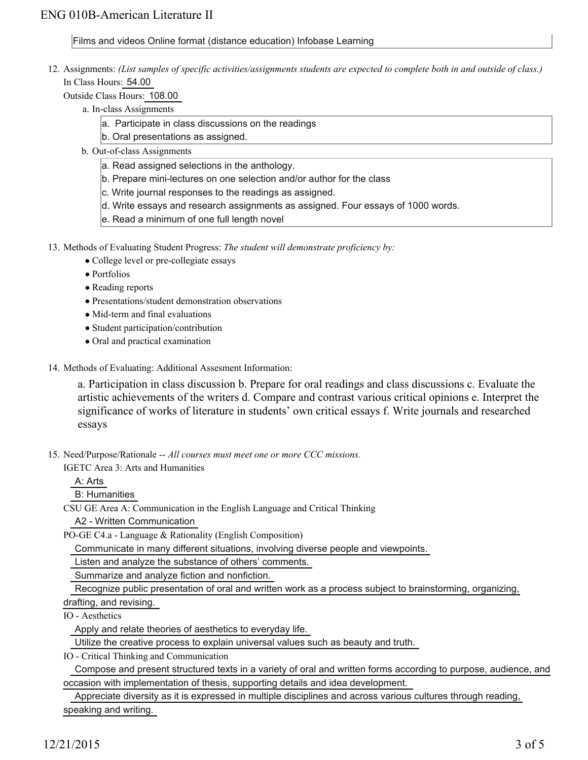Films and videos Online format (distance education) Infobase Learning

12. Assignments: *(List samples of specific activities/assignments students are expected to complete both in and outside of class.)*

    In Class Hours: 54.00

    Outside Class Hours: 108.00

    a. In-class Assignments

    a. Participate in class discussions on the readings
    b. Oral presentations as assigned.

    b. Out-of-class Assignments

    a. Read assigned selections in the anthology.
    b. Prepare mini-lectures on one selection and/or author for the class
    c. Write journal responses to the readings as assigned.
    d. Write essays and research assignments as assigned. Four essays of 1000 words.
    e. Read a minimum of one full length novel

13. Methods of Evaluating Student Progress: *The student will demonstrate proficiency by:*

    - College level or pre-collegiate essays
    - Portfolios
    - Reading reports
    - Presentations/student demonstration observations
    - Mid-term and final evaluations
    - Student participation/contribution
    - Oral and practical examination

14. Methods of Evaluating: Additional Assesment Information:

    a. Participation in class discussion b. Prepare for oral readings and class discussions c. Evaluate the artistic achievements of the writers d. Compare and contrast various critical opinions e. Interpret the significance of works of literature in students' own critical essays f. Write journals and researched essays

15. Need/Purpose/Rationale -- *All courses must meet one or more CCC missions.*

    IGETC Area 3: Arts and Humanities

    A: Arts

    B: Humanities

    CSU GE Area A: Communication in the English Language and Critical Thinking

    A2 - Written Communication

    PO-GE C4.a - Language & Rationality (English Composition)

    Communicate in many different situations, involving diverse people and viewpoints.

    Listen and analyze the substance of others' comments.

    Summarize and analyze fiction and nonfiction.

    Recognize public presentation of oral and written work as a process subject to brainstorming, organizing, drafting, and revising.

    IO - Aesthetics

    Apply and relate theories of aesthetics to everyday life.

    Utilize the creative process to explain universal values such as beauty and truth.

    IO - Critical Thinking and Communication

    Compose and present structured texts in a variety of oral and written forms according to purpose, audience, and occasion with implementation of thesis, supporting details and idea development.

    Appreciate diversity as it is expressed in multiple disciplines and across various cultures through reading, speaking and writing.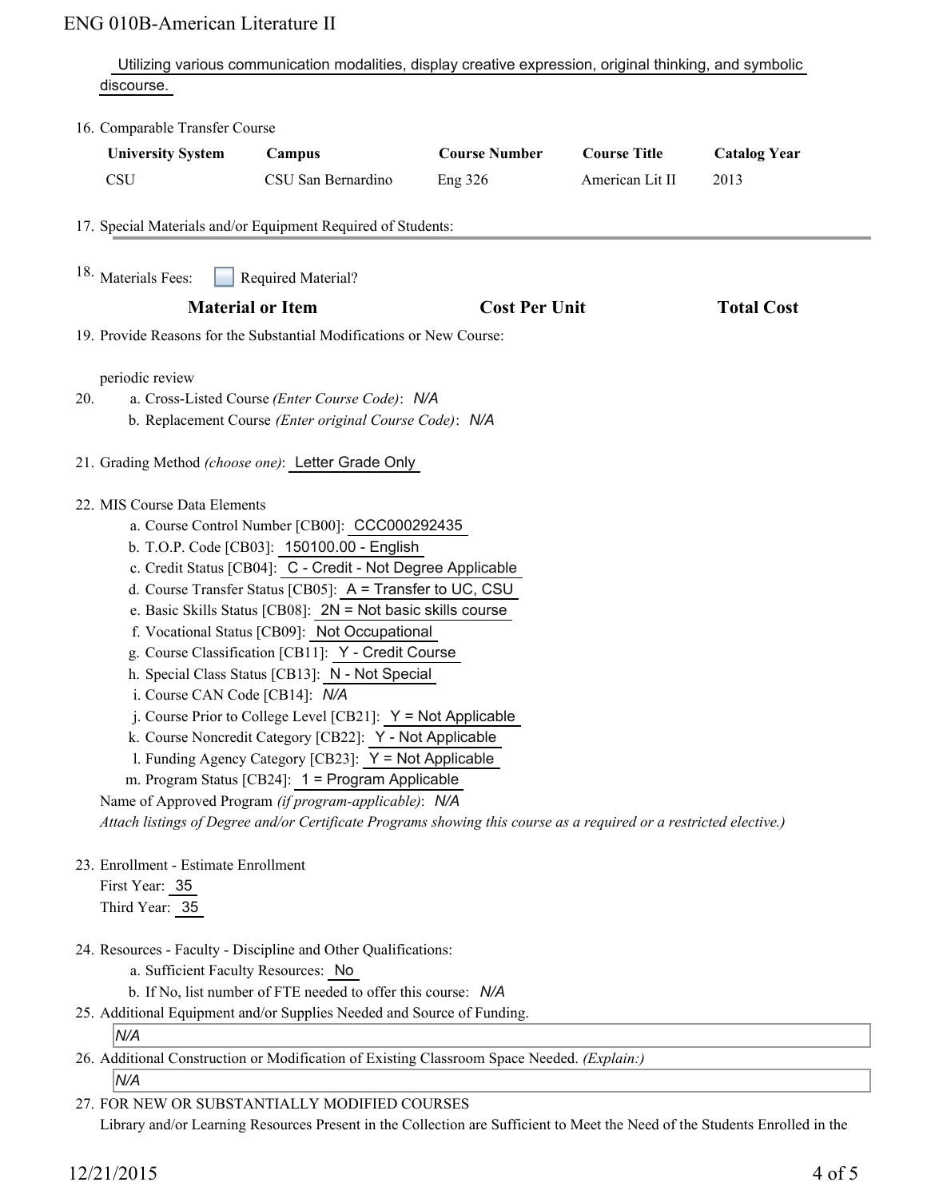Utilizing various communication modalities, display creative expression, original thinking, and symbolic discourse.

16. Comparable Transfer Course

| University System | Campus | Course Number | Course Title | Catalog Year |
| --- | --- | --- | --- | --- |
| CSU | CSU San Bernardino | Eng 326 | American Lit II | 2013 |

17. Special Materials and/or Equipment Required of Students:

18. Materials Fees: ☐ Required Material?

| Material or Item | Cost Per Unit | Total Cost |
| --- | --- | --- |

19. Provide Reasons for the Substantial Modifications or New Course:

periodic review

20. a. Cross-Listed Course *(Enter Course Code)*: *N/A*
    b. Replacement Course *(Enter original Course Code)*: *N/A*

21. Grading Method *(choose one)*: Letter Grade Only

22. MIS Course Data Elements
    a. Course Control Number [CB00]: CCC000292435
    b. T.O.P. Code [CB03]: 150100.00 - English
    c. Credit Status [CB04]: C - Credit - Not Degree Applicable
    d. Course Transfer Status [CB05]: A = Transfer to UC, CSU
    e. Basic Skills Status [CB08]: 2N = Not basic skills course
    f. Vocational Status [CB09]: Not Occupational
    g. Course Classification [CB11]: Y - Credit Course
    h. Special Class Status [CB13]: N - Not Special
    i. Course CAN Code [CB14]: *N/A*
    j. Course Prior to College Level [CB21]: Y = Not Applicable
    k. Course Noncredit Category [CB22]: Y - Not Applicable
    l. Funding Agency Category [CB23]: Y = Not Applicable
    m. Program Status [CB24]: 1 = Program Applicable

    Name of Approved Program *(if program-applicable)*: *N/A*

    *Attach listings of Degree and/or Certificate Programs showing this course as a required or a restricted elective.)*

23. Enrollment - Estimate Enrollment
    First Year: 35
    Third Year: 35

24. Resources - Faculty - Discipline and Other Qualifications:
    a. Sufficient Faculty Resources: No
    b. If No, list number of FTE needed to offer this course: *N/A*

25. Additional Equipment and/or Supplies Needed and Source of Funding.

    *N/A*

26. Additional Construction or Modification of Existing Classroom Space Needed. *(Explain:)*

    *N/A*

27. FOR NEW OR SUBSTANTIALLY MODIFIED COURSES
    Library and/or Learning Resources Present in the Collection are Sufficient to Meet the Need of the Students Enrolled in the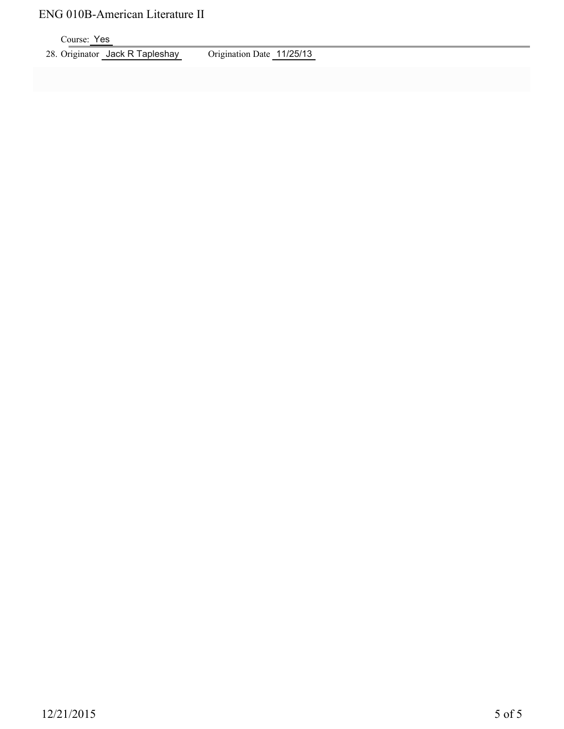Course: Yes

28. Originator Jack R Tapleshay Origination Date 11/25/13